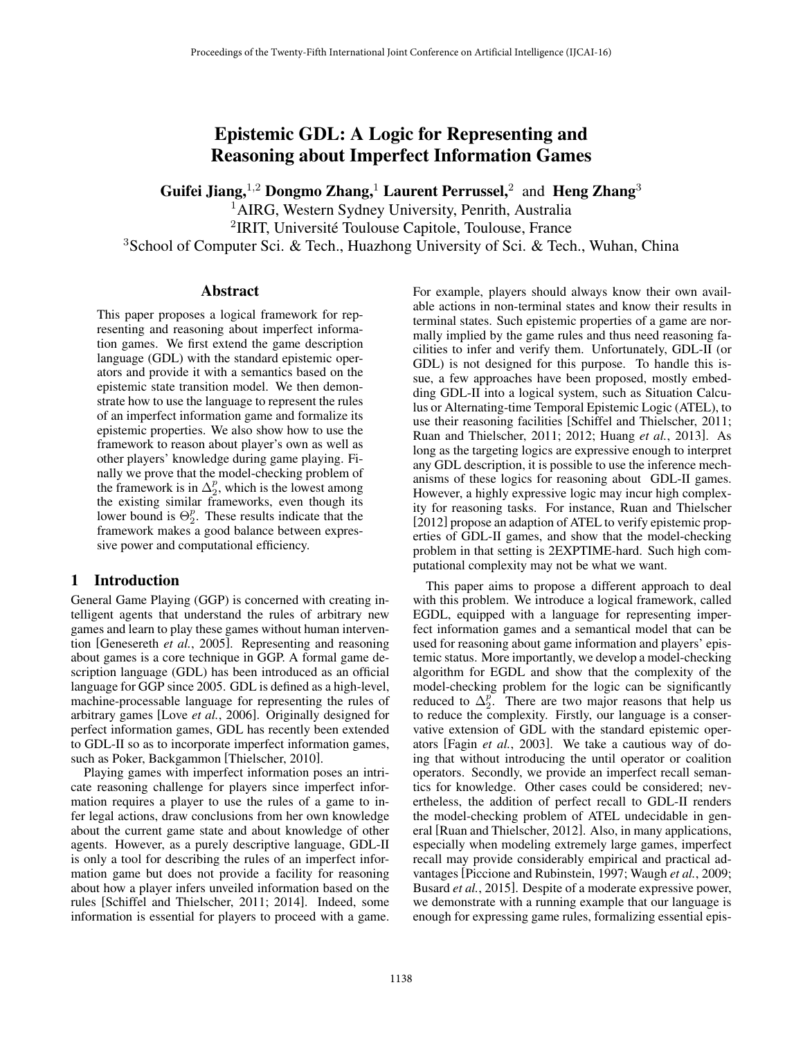# Epistemic GDL: A Logic for Representing and Reasoning about Imperfect Information Games

**Guifei Jiang,**[1,2] **Dongmo Zhang,**[1] **Laurent Perrussel,**[2] and **Heng Zhang**[3]

[1]AIRG, Western Sydney University, Penrith, Australia
[2]IRIT, Université Toulouse Capitole, Toulouse, France
[3]School of Computer Sci. & Tech., Huazhong University of Sci. & Tech., Wuhan, China

## Abstract

This paper proposes a logical framework for representing and reasoning about imperfect information games. We first extend the game description language (GDL) with the standard epistemic operators and provide it with a semantics based on the epistemic state transition model. We then demonstrate how to use the language to represent the rules of an imperfect information game and formalize its epistemic properties. We also show how to use the framework to reason about player's own as well as other players' knowledge during game playing. Finally we prove that the model-checking problem of the framework is in $\Delta_2^p$, which is the lowest among the existing similar frameworks, even though its lower bound is $\Theta_2^p$. These results indicate that the framework makes a good balance between expressive power and computational efficiency.

## 1 Introduction

General Game Playing (GGP) is concerned with creating intelligent agents that understand the rules of arbitrary new games and learn to play these games without human intervention [Genesereth *et al.*, 2005]. Representing and reasoning about games is a core technique in GGP. A formal game description language (GDL) has been introduced as an official language for GGP since 2005. GDL is defined as a high-level, machine-processable language for representing the rules of arbitrary games [Love *et al.*, 2006]. Originally designed for perfect information games, GDL has recently been extended to GDL-II so as to incorporate imperfect information games, such as Poker, Backgammon [Thielscher, 2010].

Playing games with imperfect information poses an intricate reasoning challenge for players since imperfect information requires a player to use the rules of a game to infer legal actions, draw conclusions from her own knowledge about the current game state and about knowledge of other agents. However, as a purely descriptive language, GDL-II is only a tool for describing the rules of an imperfect information game but does not provide a facility for reasoning about how a player infers unveiled information based on the rules [Schiffel and Thielscher, 2011; 2014]. Indeed, some information is essential for players to proceed with a game. For example, players should always know their own available actions in non-terminal states and know their results in terminal states. Such epistemic properties of a game are normally implied by the game rules and thus need reasoning facilities to infer and verify them. Unfortunately, GDL-II (or GDL) is not designed for this purpose. To handle this issue, a few approaches have been proposed, mostly embedding GDL-II into a logical system, such as Situation Calculus or Alternating-time Temporal Epistemic Logic (ATEL), to use their reasoning facilities [Schiffel and Thielscher, 2011; Ruan and Thielscher, 2011; 2012; Huang *et al.*, 2013]. As long as the targeting logics are expressive enough to interpret any GDL description, it is possible to use the inference mechanisms of these logics for reasoning about GDL-II games. However, a highly expressive logic may incur high complexity for reasoning tasks. For instance, Ruan and Thielscher [2012] propose an adaption of ATEL to verify epistemic properties of GDL-II games, and show that the model-checking problem in that setting is 2EXPTIME-hard. Such high computational complexity may not be what we want.

This paper aims to propose a different approach to deal with this problem. We introduce a logical framework, called EGDL, equipped with a language for representing imperfect information games and a semantical model that can be used for reasoning about game information and players' epistemic status. More importantly, we develop a model-checking algorithm for EGDL and show that the complexity of the model-checking problem for the logic can be significantly reduced to $\Delta_2^p$. There are two major reasons that help us to reduce the complexity. Firstly, our language is a conservative extension of GDL with the standard epistemic operators [Fagin *et al.*, 2003]. We take a cautious way of doing that without introducing the until operator or coalition operators. Secondly, we provide an imperfect recall semantics for knowledge. Other cases could be considered; nevertheless, the addition of perfect recall to GDL-II renders the model-checking problem of ATEL undecidable in general [Ruan and Thielscher, 2012]. Also, in many applications, especially when modeling extremely large games, imperfect recall may provide considerably empirical and practical advantages [Piccione and Rubinstein, 1997; Waugh *et al.*, 2009; Busard *et al.*, 2015]. Despite of a moderate expressive power, we demonstrate with a running example that our language is enough for expressing game rules, formalizing essential epis-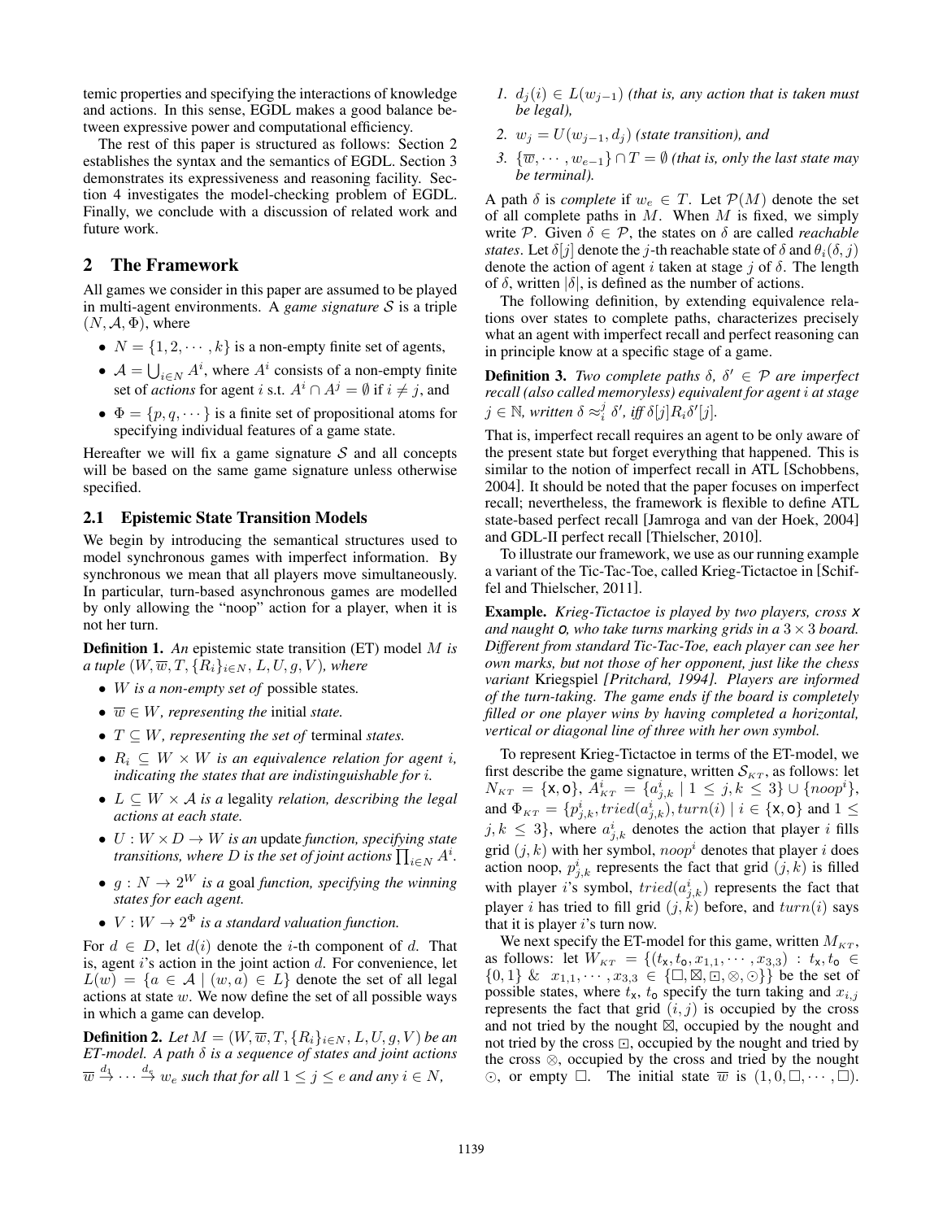temic properties and specifying the interactions of knowledge and actions. In this sense, EGDL makes a good balance between expressive power and computational efficiency.

The rest of this paper is structured as follows: Section 2 establishes the syntax and the semantics of EGDL. Section 3 demonstrates its expressiveness and reasoning facility. Section 4 investigates the model-checking problem of EGDL. Finally, we conclude with a discussion of related work and future work.

## 2 The Framework

All games we consider in this paper are assumed to be played in multi-agent environments. A *game signature* $\mathcal{S}$ is a triple $(N, \mathcal{A}, \Phi)$, where

- $N = \{1, 2, \cdots, k\}$ is a non-empty finite set of agents,
- $\mathcal{A} = \bigcup_{i \in N} A^i$, where $A^i$ consists of a non-empty finite set of *actions* for agent $i$ s.t. $A^i \cap A^j = \emptyset$ if $i \neq j$, and
- $\Phi = \{p, q, \cdots\}$ is a finite set of propositional atoms for specifying individual features of a game state.

Hereafter we will fix a game signature $\mathcal{S}$ and all concepts will be based on the same game signature unless otherwise specified.

### 2.1 Epistemic State Transition Models

We begin by introducing the semantical structures used to model synchronous games with imperfect information. By synchronous we mean that all players move simultaneously. In particular, turn-based asynchronous games are modelled by only allowing the "noop" action for a player, when it is not her turn.

**Definition 1.** *An* epistemic state transition (ET) model $M$ *is a tuple* $(W, \overline{w}, T, \{R_i\}_{i \in N}, L, U, g, V)$*, where*

- $W$ *is a non-empty set of* possible states*.*
- $\overline{w} \in W$*, representing the* initial *state.*
- $T \subseteq W$*, representing the set of* terminal *states.*
- $R_i \subseteq W \times W$ *is an equivalence relation for agent $i$, indicating the states that are indistinguishable for $i$.*
- $L \subseteq W \times \mathcal{A}$ *is a* legality *relation, describing the legal actions at each state.*
- $U : W \times D \to W$ *is an* update *function, specifying state transitions, where $D$ is the set of joint actions $\prod_{i \in N} A^i$.*
- $g : N \to 2^W$ *is a* goal *function, specifying the winning states for each agent.*
- $V : W \to 2^\Phi$ *is a standard valuation function.*

For $d \in D$, let $d(i)$ denote the $i$-th component of $d$. That is, agent $i$'s action in the joint action $d$. For convenience, let $L(w) = \{a \in \mathcal{A} \mid (w, a) \in L\}$ denote the set of all legal actions at state $w$. We now define the set of all possible ways in which a game can develop.

**Definition 2.** *Let $M = (W, \overline{w}, T, \{R_i\}_{i \in N}, L, U, g, V)$ be an ET-model. A path $\delta$ is a sequence of states and joint actions $\overline{w} \xrightarrow{d_1} \cdots \xrightarrow{d_e} w_e$ such that for all $1 \leq j \leq e$ and any $i \in N$,*

1. $d_j(i) \in L(w_{j-1})$ *(that is, any action that is taken must be legal),*
2. $w_j = U(w_{j-1}, d_j)$ *(state transition), and*
3. $\{\overline{w}, \cdots, w_{e-1}\} \cap T = \emptyset$ *(that is, only the last state may be terminal).*

A path $\delta$ is *complete* if $w_e \in T$. Let $\mathcal{P}(M)$ denote the set of all complete paths in $M$. When $M$ is fixed, we simply write $\mathcal{P}$. Given $\delta \in \mathcal{P}$, the states on $\delta$ are called *reachable states*. Let $\delta[j]$ denote the $j$-th reachable state of $\delta$ and $\theta_i(\delta, j)$ denote the action of agent $i$ taken at stage $j$ of $\delta$. The length of $\delta$, written $|\delta|$, is defined as the number of actions.

The following definition, by extending equivalence relations over states to complete paths, characterizes precisely what an agent with imperfect recall and perfect reasoning can in principle know at a specific stage of a game.

**Definition 3.** *Two complete paths $\delta$, $\delta' \in \mathcal{P}$ are imperfect recall (also called memoryless) equivalent for agent $i$ at stage $j \in \mathbb{N}$, written $\delta \approx_i^j \delta'$, iff $\delta[j] R_i \delta'[j]$.*

That is, imperfect recall requires an agent to be only aware of the present state but forget everything that happened. This is similar to the notion of imperfect recall in ATL [Schobbens, 2004]. It should be noted that the paper focuses on imperfect recall; nevertheless, the framework is flexible to define ATL state-based perfect recall [Jamroga and van der Hoek, 2004] and GDL-II perfect recall [Thielscher, 2010].

To illustrate our framework, we use as our running example a variant of the Tic-Tac-Toe, called Krieg-Tictactoe in [Schiffel and Thielscher, 2011].

**Example.** *Krieg-Tictactoe is played by two players, cross* x *and naught* o*, who take turns marking grids in a $3 \times 3$ board. Different from standard Tic-Tac-Toe, each player can see her own marks, but not those of her opponent, just like the chess variant* Kriegspiel *[Pritchard, 1994]. Players are informed of the turn-taking. The game ends if the board is completely filled or one player wins by having completed a horizontal, vertical or diagonal line of three with her own symbol.*

To represent Krieg-Tictactoe in terms of the ET-model, we first describe the game signature, written $\mathcal{S}_{KT}$, as follows: let $N_{KT} = \{\mathsf{x}, \mathsf{o}\}$, $A^i_{KT} = \{a^i_{j,k} \mid 1 \leq j, k \leq 3\} \cup \{noop^i\}$, and $\Phi_{KT} = \{p^i_{j,k}, tried(a^i_{j,k}), turn(i) \mid i \in \{\mathsf{x}, \mathsf{o}\}$ and $1 \leq j, k \leq 3\}$, where $a^i_{j,k}$ denotes the action that player $i$ fills grid $(j, k)$ with her symbol, $noop^i$ denotes that player $i$ does action noop, $p^i_{j,k}$ represents the fact that grid $(j, k)$ is filled with player $i$'s symbol, $tried(a^i_{j,k})$ represents the fact that player $i$ has tried to fill grid $(j, k)$ before, and $turn(i)$ says that it is player $i$'s turn now.

We next specify the ET-model for this game, written $M_{KT}$, as follows: let $W_{KT} = \{(t_\mathsf{x}, t_\mathsf{o}, x_{1,1}, \cdots, x_{3,3}) : t_\mathsf{x}, t_\mathsf{o} \in \{0, 1\}$ & $x_{1,1}, \cdots, x_{3,3} \in \{\square, \boxtimes, \boxdot, \otimes, \odot\}\}$ be the set of possible states, where $t_\mathsf{x}$, $t_\mathsf{o}$ specify the turn taking and $x_{i,j}$ represents the fact that grid $(i, j)$ is occupied by the cross and not tried by the nought $\boxtimes$, occupied by the nought and not tried by the cross $\boxdot$, occupied by the nought and tried by the cross $\otimes$, occupied by the cross and tried by the nought $\odot$, or empty $\square$. The initial state $\overline{w}$ is $(1, 0, \square, \cdots, \square)$.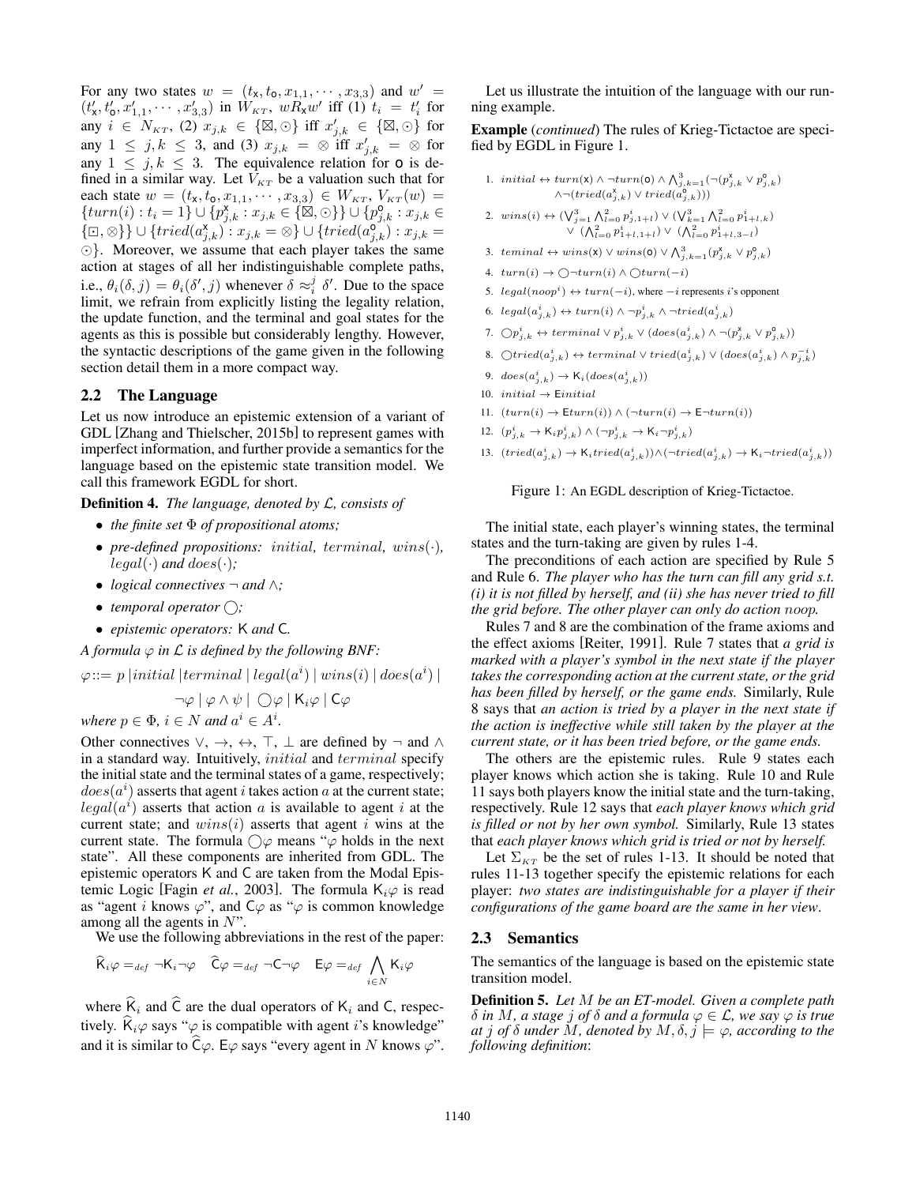For any two states $w = (t_{\mathsf{x}}, t_{\mathsf{o}}, x_{1,1}, \cdots, x_{3,3})$ and $w' = (t'_{\mathsf{x}}, t'_{\mathsf{o}}, x'_{1,1}, \cdots, x'_{3,3})$ in $W_{KT}$, $wR_{\mathsf{x}}w'$ iff (1) $t_i = t'_i$ for any $i \in N_{KT}$, (2) $x_{j,k} \in \{\boxtimes, \odot\}$ iff $x'_{j,k} \in \{\boxtimes, \odot\}$ for any $1 \leq j, k \leq 3$, and (3) $x_{j,k} = \otimes$ iff $x'_{j,k} = \otimes$ for any $1 \leq j, k \leq 3$. The equivalence relation for $\mathsf{o}$ is defined in a similar way. Let $V_{KT}$ be a valuation such that for each state $w = (t_{\mathsf{x}}, t_{\mathsf{o}}, x_{1,1}, \cdots, x_{3,3}) \in W_{KT}$, $V_{KT}(w) = \{turn(i) : t_i = 1\} \cup \{p^{\mathsf{x}}_{j,k} : x_{j,k} \in \{\boxtimes, \odot\}\} \cup \{p^{\mathsf{o}}_{j,k} : x_{j,k} \in \{\boxdot, \otimes\}\} \cup \{tried(a^{\mathsf{x}}_{j,k}) : x_{j,k} = \otimes\} \cup \{tried(a^{\mathsf{o}}_{j,k}) : x_{j,k} = \odot\}$. Moreover, we assume that each player takes the same action at stages of all her indistinguishable complete paths, i.e., $\theta_i(\delta, j) = \theta_i(\delta', j)$ whenever $\delta \approx^j_i \delta'$. Due to the space limit, we refrain from explicitly listing the legality relation, the update function, and the terminal and goal states for the agents as this is possible but considerably lengthy. However, the syntactic descriptions of the game given in the following section detail them in a more compact way.

## 2.2 The Language

Let us now introduce an epistemic extension of a variant of GDL [Zhang and Thielscher, 2015b] to represent games with imperfect information, and further provide a semantics for the language based on the epistemic state transition model. We call this framework EGDL for short.

**Definition 4.** *The language, denoted by $\mathcal{L}$, consists of*

- *the finite set $\Phi$ of propositional atoms;*
- *pre-defined propositions: $initial$, $terminal$, $wins(\cdot)$, $legal(\cdot)$ and $does(\cdot)$;*
- *logical connectives $\neg$ and $\wedge$;*
- *temporal operator $\bigcirc$;*
- *epistemic operators: $\mathsf{K}$ and $\mathsf{C}$.*

*A formula $\varphi$ in $\mathcal{L}$ is defined by the following BNF:*

$$\varphi ::= p \mid initial \mid terminal \mid legal(a^i) \mid wins(i) \mid does(a^i) \mid \neg\varphi \mid \varphi \wedge \psi \mid \bigcirc\varphi \mid \mathsf{K}_i\varphi \mid \mathsf{C}\varphi$$

*where $p \in \Phi$, $i \in N$ and $a^i \in A^i$.*

Other connectives $\vee$, $\rightarrow$, $\leftrightarrow$, $\top$, $\bot$ are defined by $\neg$ and $\wedge$ in a standard way. Intuitively, $initial$ and $terminal$ specify the initial state and the terminal states of a game, respectively; $does(a^i)$ asserts that agent $i$ takes action $a$ at the current state; $legal(a^i)$ asserts that action $a$ is available to agent $i$ at the current state; and $wins(i)$ asserts that agent $i$ wins at the current state. The formula $\bigcirc\varphi$ means "$\varphi$ holds in the next state". All these components are inherited from GDL. The epistemic operators $\mathsf{K}$ and $\mathsf{C}$ are taken from the Modal Epistemic Logic [Fagin *et al.*, 2003]. The formula $\mathsf{K}_i\varphi$ is read as "agent $i$ knows $\varphi$", and $\mathsf{C}\varphi$ as "$\varphi$ is common knowledge among all the agents in $N$".

We use the following abbreviations in the rest of the paper:

$$\widehat{\mathsf{K}}_i\varphi =_{def} \neg\mathsf{K}_i\neg\varphi \quad \widehat{\mathsf{C}}\varphi =_{def} \neg\mathsf{C}\neg\varphi \quad \mathsf{E}\varphi =_{def} \bigwedge_{i \in N} \mathsf{K}_i\varphi$$

where $\widehat{\mathsf{K}}_i$ and $\widehat{\mathsf{C}}$ are the dual operators of $\mathsf{K}_i$ and $\mathsf{C}$, respectively. $\widehat{\mathsf{K}}_i\varphi$ says "$\varphi$ is compatible with agent $i$'s knowledge" and it is similar to $\widehat{\mathsf{C}}\varphi$. $\mathsf{E}\varphi$ says "every agent in $N$ knows $\varphi$".

Let us illustrate the intuition of the language with our running example.

**Example** (*continued*) The rules of Krieg-Tictactoe are specified by EGDL in Figure 1.

1. $initial \leftrightarrow turn(\mathsf{x}) \wedge \neg turn(\mathsf{o}) \wedge \bigwedge_{j,k=1}^{3}(\neg(p^{\mathsf{x}}_{j,k} \vee p^{\mathsf{o}}_{j,k}) \wedge \neg(tried(a^{\mathsf{x}}_{j,k}) \vee tried(a^{\mathsf{o}}_{j,k})))$
2. $wins(i) \leftrightarrow (\bigvee_{j=1}^{3} \bigwedge_{l=0}^{2} p^i_{j,1+l}) \vee (\bigvee_{k=1}^{3} \bigwedge_{l=0}^{2} p^i_{1+l,k}) \vee (\bigwedge_{l=0}^{2} p^i_{1+l,1+l}) \vee (\bigwedge_{l=0}^{2} p^i_{1+l,3-l})$
3. $teminal \leftrightarrow wins(\mathsf{x}) \vee wins(\mathsf{o}) \vee \bigwedge_{j,k=1}^{3}(p^{\mathsf{x}}_{j,k} \vee p^{\mathsf{o}}_{j,k})$
4. $turn(i) \rightarrow \bigcirc\neg turn(i) \wedge \bigcirc turn(-i)$
5. $legal(noop^i) \leftrightarrow turn(-i)$, where $-i$ represents $i$'s opponent
6. $legal(a^i_{j,k}) \leftrightarrow turn(i) \wedge \neg p^i_{j,k} \wedge \neg tried(a^i_{j,k})$
7. $\bigcirc p^i_{j,k} \leftrightarrow terminal \vee p^i_{j,k} \vee (does(a^i_{j,k}) \wedge \neg(p^{\mathsf{x}}_{j,k} \vee p^{\mathsf{o}}_{j,k}))$
8. $\bigcirc tried(a^i_{j,k}) \leftrightarrow terminal \vee tried(a^i_{j,k}) \vee (does(a^i_{j,k}) \wedge p^{-i}_{j,k})$
9. $does(a^i_{j,k}) \rightarrow \mathsf{K}_i(does(a^i_{j,k}))$
10. $initial \rightarrow \mathsf{E}initial$
11. $(turn(i) \rightarrow \mathsf{E}turn(i)) \wedge (\neg turn(i) \rightarrow \mathsf{E}\neg turn(i))$
12. $(p^i_{j,k} \rightarrow \mathsf{K}_i p^i_{j,k}) \wedge (\neg p^i_{j,k} \rightarrow \mathsf{K}_i\neg p^i_{j,k})$
13. $(tried(a^i_{j,k}) \rightarrow \mathsf{K}_i tried(a^i_{j,k})) \wedge (\neg tried(a^i_{j,k}) \rightarrow \mathsf{K}_i\neg tried(a^i_{j,k}))$

Figure 1: An EGDL description of Krieg-Tictactoe.

The initial state, each player's winning states, the terminal states and the turn-taking are given by rules 1-4.

The preconditions of each action are specified by Rule 5 and Rule 6. *The player who has the turn can fill any grid s.t. (i) it is not filled by herself, and (ii) she has never tried to fill the grid before. The other player can only do action* $noop$.

Rules 7 and 8 are the combination of the frame axioms and the effect axioms [Reiter, 1991]. Rule 7 states that *a grid is marked with a player's symbol in the next state if the player takes the corresponding action at the current state, or the grid has been filled by herself, or the game ends.* Similarly, Rule 8 says that *an action is tried by a player in the next state if the action is ineffective while still taken by the player at the current state, or it has been tried before, or the game ends.*

The others are the epistemic rules. Rule 9 states each player knows which action she is taking. Rule 10 and Rule 11 says both players know the initial state and the turn-taking, respectively. Rule 12 says that *each player knows which grid is filled or not by her own symbol.* Similarly, Rule 13 states that *each player knows which grid is tried or not by herself.*

Let $\Sigma_{KT}$ be the set of rules 1-13. It should be noted that rules 11-13 together specify the epistemic relations for each player: *two states are indistinguishable for a player if their configurations of the game board are the same in her view*.

## 2.3 Semantics

The semantics of the language is based on the epistemic state transition model.

**Definition 5.** *Let $M$ be an ET-model. Given a complete path $\delta$ in $M$, a stage $j$ of $\delta$ and a formula $\varphi \in \mathcal{L}$, we say $\varphi$ is true at $j$ of $\delta$ under $M$, denoted by $M, \delta, j \models \varphi$, according to the following definition*: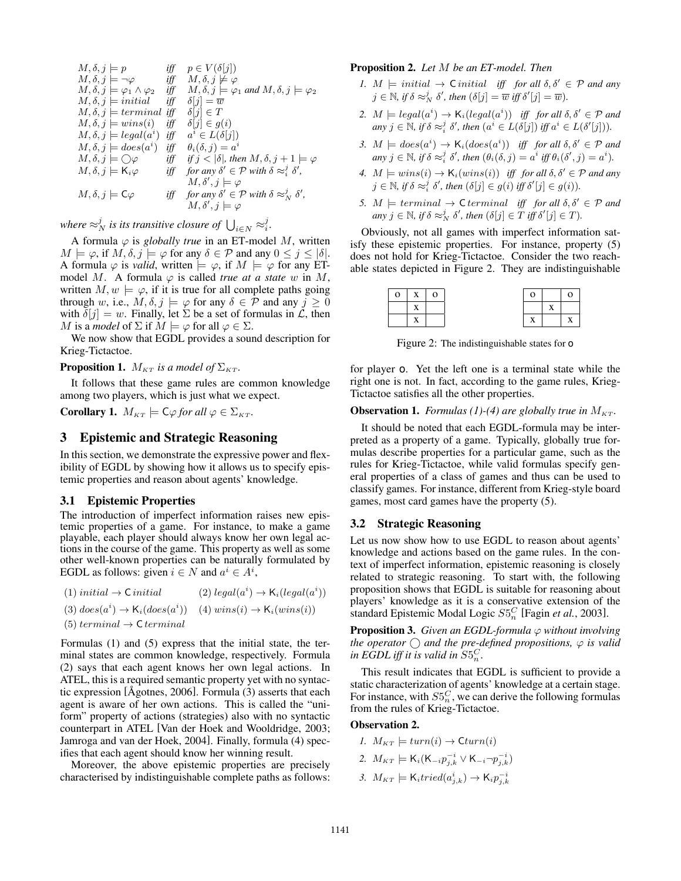$$
\begin{array}{lll}
M, \delta, j \models p & \text{iff} & p \in V(\delta[j]) \\
M, \delta, j \models \neg\varphi & \text{iff} & M, \delta, j \not\models \varphi \\
M, \delta, j \models \varphi_1 \wedge \varphi_2 & \text{iff} & M, \delta, j \models \varphi_1 \text{ and } M, \delta, j \models \varphi_2 \\
M, \delta, j \models initial & \text{iff} & \delta[j] = \overline{w} \\
M, \delta, j \models terminal & \text{iff} & \delta[j] \in T \\
M, \delta, j \models wins(i) & \text{iff} & \delta[j] \in g(i) \\
M, \delta, j \models legal(a^i) & \text{iff} & a^i \in L(\delta[j]) \\
M, \delta, j \models does(a^i) & \text{iff} & \theta_i(\delta, j) = a^i \\
M, \delta, j \models \bigcirc\varphi & \text{iff} & \text{if } j < |\delta|, \text{ then } M, \delta, j+1 \models \varphi \\
M, \delta, j \models \mathsf{K}_i\varphi & \text{iff} & \text{for any } \delta' \in \mathcal{P} \text{ with } \delta \approx_i^j \delta', \\
& & M, \delta', j \models \varphi \\
M, \delta, j \models \mathsf{C}\varphi & \text{iff} & \text{for any } \delta' \in \mathcal{P} \text{ with } \delta \approx_N^j \delta', \\
& & M, \delta', j \models \varphi
\end{array}
$$

*where $\approx_N^j$ is its transitive closure of $\bigcup_{i \in N} \approx_i^j$.*

A formula $\varphi$ is *globally true* in an ET-model $M$, written $M \models \varphi$, if $M, \delta, j \models \varphi$ for any $\delta \in \mathcal{P}$ and any $0 \leq j \leq |\delta|$. A formula $\varphi$ is *valid*, written $\models \varphi$, if $M \models \varphi$ for any ET-model $M$. A formula $\varphi$ is called *true at a state* $w$ in $M$, written $M, w \models \varphi$, if it is true for all complete paths going through $w$, i.e., $M, \delta, j \models \varphi$ for any $\delta \in \mathcal{P}$ and any $j \geq 0$ with $\delta[j] = w$. Finally, let $\Sigma$ be a set of formulas in $\mathcal{L}$, then $M$ is a *model* of $\Sigma$ if $M \models \varphi$ for all $\varphi \in \Sigma$.

We now show that EGDL provides a sound description for Krieg-Tictactoe.

**Proposition 1.** *$M_{KT}$ is a model of $\Sigma_{KT}$.*

It follows that these game rules are common knowledge among two players, which is just what we expect.

**Corollary 1.** *$M_{KT} \models \mathsf{C}\varphi$ for all $\varphi \in \Sigma_{KT}$.*

## 3 Epistemic and Strategic Reasoning

In this section, we demonstrate the expressive power and flexibility of EGDL by showing how it allows us to specify epistemic properties and reason about agents' knowledge.

### 3.1 Epistemic Properties

The introduction of imperfect information raises new epistemic properties of a game. For instance, to make a game playable, each player should always know her own legal actions in the course of the game. This property as well as some other well-known properties can be naturally formulated by EGDL as follows: given $i \in N$ and $a^i \in A^i$,

(1) $initial \to \mathsf{C}\,initial$ (2) $legal(a^i) \to \mathsf{K}_i(legal(a^i))$

(3) $does(a^i) \to \mathsf{K}_i(does(a^i))$ (4) $wins(i) \to \mathsf{K}_i(wins(i))$

(5) $terminal \to \mathsf{C}\,terminal$

Formulas (1) and (5) express that the initial state, the terminal states are common knowledge, respectively. Formula (2) says that each agent knows her own legal actions. In ATEL, this is a required semantic property yet with no syntactic expression [Ågotnes, 2006]. Formula (3) asserts that each agent is aware of her own actions. This is called the "uniform" property of actions (strategies) also with no syntactic counterpart in ATEL [Van der Hoek and Wooldridge, 2003; Jamroga and van der Hoek, 2004]. Finally, formula (4) specifies that each agent should know her winning result.

Moreover, the above epistemic properties are precisely characterised by indistinguishable complete paths as follows:

**Proposition 2.** *Let $M$ be an ET-model. Then*

1. *$M \models initial \to \mathsf{C}\,initial$ iff for all $\delta, \delta' \in \mathcal{P}$ and any $j \in \mathbb{N}$, if $\delta \approx_N^j \delta'$, then ($\delta[j] = \overline{w}$ iff $\delta'[j] = \overline{w}$).*
2. *$M \models legal(a^i) \to \mathsf{K}_i(legal(a^i))$ iff for all $\delta, \delta' \in \mathcal{P}$ and any $j \in \mathbb{N}$, if $\delta \approx_i^j \delta'$, then ($a^i \in L(\delta[j])$ iff $a^i \in L(\delta'[j])$).*
3. *$M \models does(a^i) \to \mathsf{K}_i(does(a^i))$ iff for all $\delta, \delta' \in \mathcal{P}$ and any $j \in \mathbb{N}$, if $\delta \approx_i^j \delta'$, then ($\theta_i(\delta, j) = a^i$ iff $\theta_i(\delta', j) = a^i$).*
4. *$M \models wins(i) \to \mathsf{K}_i(wins(i))$ iff for all $\delta, \delta' \in \mathcal{P}$ and any $j \in \mathbb{N}$, if $\delta \approx_i^j \delta'$, then ($\delta[j] \in g(i)$ iff $\delta'[j] \in g(i)$).*
5. *$M \models terminal \to \mathsf{C}\,terminal$ iff for all $\delta, \delta' \in \mathcal{P}$ and any $j \in \mathbb{N}$, if $\delta \approx_N^j \delta'$, then ($\delta[j] \in T$ iff $\delta'[j] \in T$).*

Obviously, not all games with imperfect information satisfy these epistemic properties. For instance, property (5) does not hold for Krieg-Tictactoe. Consider the two reachable states depicted in Figure 2. They are indistinguishable

| o | x | o |
|---|---|---|
|  | x |  |
|  | x |  |

| o |  | o |
|---|---|---|
|  | x |  |
| x |  | x |

Figure 2: The indistinguishable states for o

for player o. Yet the left one is a terminal state while the right one is not. In fact, according to the game rules, Krieg-Tictactoe satisfies all the other properties.

**Observation 1.** *Formulas (1)-(4) are globally true in $M_{KT}$.*

It should be noted that each EGDL-formula may be interpreted as a property of a game. Typically, globally true formulas describe properties for a particular game, such as the rules for Krieg-Tictactoe, while valid formulas specify general properties of a class of games and thus can be used to classify games. For instance, different from Krieg-style board games, most card games have the property (5).

### 3.2 Strategic Reasoning

Let us now show how to use EGDL to reason about agents' knowledge and actions based on the game rules. In the context of imperfect information, epistemic reasoning is closely related to strategic reasoning. To start with, the following proposition shows that EGDL is suitable for reasoning about players' knowledge as it is a conservative extension of the standard Epistemic Modal Logic $S5_n^C$ [Fagin *et al.*, 2003].

**Proposition 3.** *Given an EGDL-formula $\varphi$ without involving the operator $\bigcirc$ and the pre-defined propositions, $\varphi$ is valid in EGDL iff it is valid in $S5_n^C$.*

This result indicates that EGDL is sufficient to provide a static characterization of agents' knowledge at a certain stage. For instance, with $S5_n^C$, we can derive the following formulas from the rules of Krieg-Tictactoe.

**Observation 2.**

1. *$M_{KT} \models turn(i) \to \mathsf{C}turn(i)$*
2. *$M_{KT} \models \mathsf{K}_i(\mathsf{K}_{-i}p_{j,k}^{-i} \vee \mathsf{K}_{-i}\neg p_{j,k}^{-i})$*
3. *$M_{KT} \models \mathsf{K}_i tried(a_{j,k}^i) \to \mathsf{K}_i p_{j,k}^{-i}$*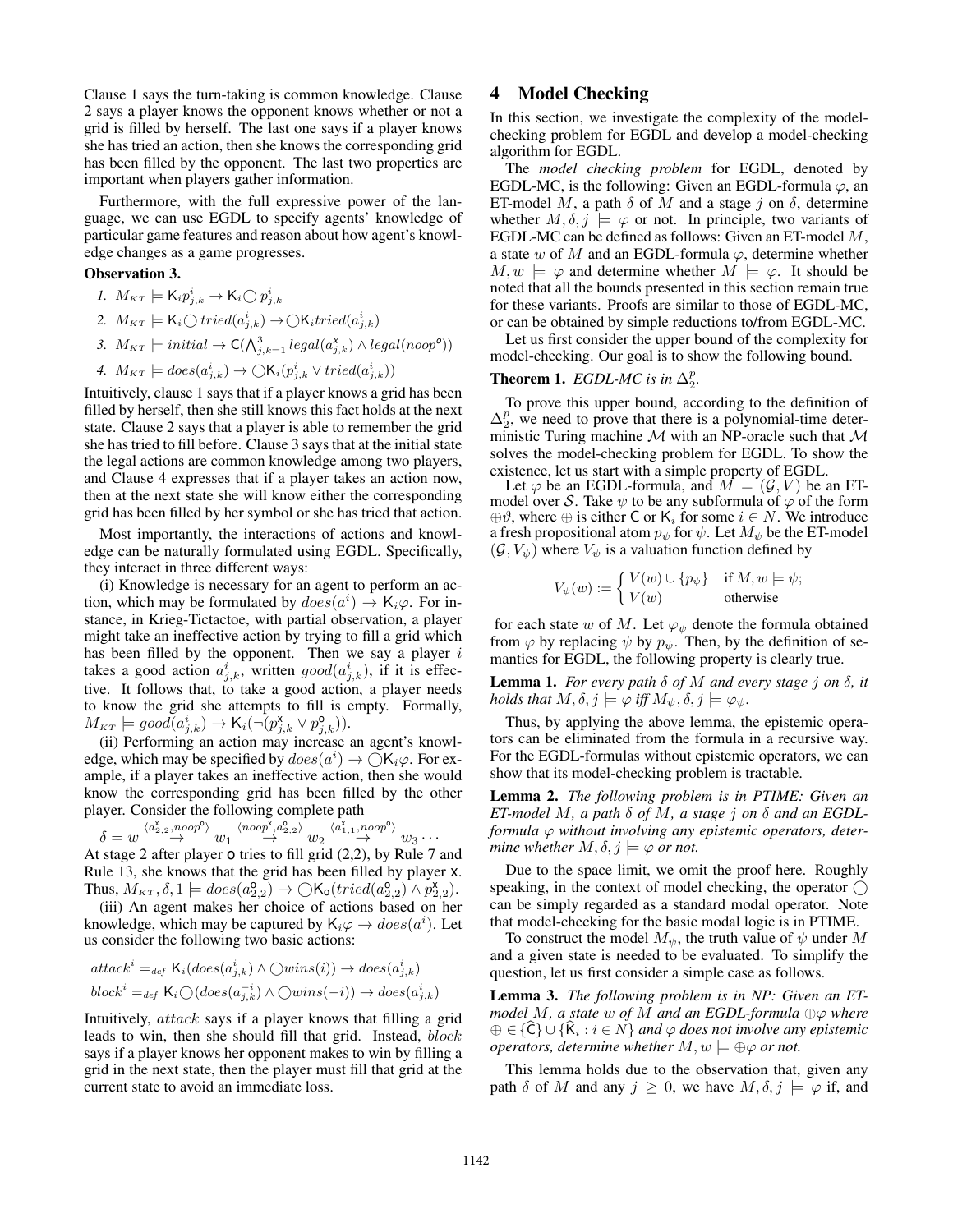Clause 1 says the turn-taking is common knowledge. Clause 2 says a player knows the opponent knows whether or not a grid is filled by herself. The last one says if a player knows she has tried an action, then she knows the corresponding grid has been filled by the opponent. The last two properties are important when players gather information.

Furthermore, with the full expressive power of the language, we can use EGDL to specify agents' knowledge of particular game features and reason about how agent's knowledge changes as a game progresses.

**Observation 3.**

1. $M_{KT} \models \mathsf{K}_i p^i_{j,k} \rightarrow \mathsf{K}_i \bigcirc p^i_{j,k}$
2. $M_{KT} \models \mathsf{K}_i \bigcirc tried(a^i_{j,k}) \rightarrow \bigcirc \mathsf{K}_i tried(a^i_{j,k})$
3. $M_{KT} \models initial \rightarrow \mathsf{C}(\bigwedge_{j,k=1}^{3} legal(a^{\mathsf{x}}_{j,k}) \wedge legal(noop^{\mathsf{o}}))$
4. $M_{KT} \models does(a^i_{j,k}) \rightarrow \bigcirc \mathsf{K}_i(p^i_{j,k} \vee tried(a^i_{j,k}))$

Intuitively, clause 1 says that if a player knows a grid has been filled by herself, then she still knows this fact holds at the next state. Clause 2 says that a player is able to remember the grid she has tried to fill before. Clause 3 says that at the initial state the legal actions are common knowledge among two players, and Clause 4 expresses that if a player takes an action now, then at the next state she will know either the corresponding grid has been filled by her symbol or she has tried that action.

Most importantly, the interactions of actions and knowledge can be naturally formulated using EGDL. Specifically, they interact in three different ways:

(i) Knowledge is necessary for an agent to perform an action, which may be formulated by $does(a^i) \rightarrow \mathsf{K}_i\varphi$. For instance, in Krieg-Tictactoe, with partial observation, a player might take an ineffective action by trying to fill a grid which has been filled by the opponent. Then we say a player $i$ takes a good action $a^i_{j,k}$, written $good(a^i_{j,k})$, if it is effective. It follows that, to take a good action, a player needs to know the grid she attempts to fill is empty. Formally, $M_{KT} \models good(a^i_{j,k}) \rightarrow \mathsf{K}_i(\neg(p^{\mathsf{x}}_{j,k} \vee p^{\mathsf{o}}_{j,k}))$.

(ii) Performing an action may increase an agent's knowledge, which may be specified by $does(a^i) \rightarrow \bigcirc \mathsf{K}_i\varphi$. For example, if a player takes an ineffective action, then she would know the corresponding grid has been filled by the other player. Consider the following complete path

$\delta = \overline{w} \overset{\langle a^{\mathsf{x}}_{2,2}, noop^{\mathsf{o}}\rangle}{\rightarrow} w_1 \overset{\langle noop^{\mathsf{x}}, a^{\mathsf{o}}_{2,2}\rangle}{\rightarrow} w_2 \overset{\langle a^{\mathsf{x}}_{1,1}, noop^{\mathsf{o}}\rangle}{\rightarrow} w_3 \cdots$

At stage 2 after player o tries to fill grid (2,2), by Rule 7 and Rule 13, she knows that the grid has been filled by player x. Thus, $M_{KT}, \delta, 1 \models does(a^{\mathsf{o}}_{2,2}) \rightarrow \bigcirc \mathsf{K}_{\mathsf{o}}(tried(a^{\mathsf{o}}_{2,2}) \wedge p^{\mathsf{x}}_{2,2})$.

(iii) An agent makes her choice of actions based on her knowledge, which may be captured by $\mathsf{K}_i\varphi \rightarrow does(a^i)$. Let us consider the following two basic actions:

$$attack^i =_{def} \mathsf{K}_i(does(a^i_{j,k}) \wedge \bigcirc wins(i)) \rightarrow does(a^i_{j,k})$$

$$block^i =_{def} \mathsf{K}_i \bigcirc (does(a^{-i}_{j,k}) \wedge \bigcirc wins(-i)) \rightarrow does(a^i_{j,k})$$

Intuitively, $attack$ says if a player knows that filling a grid leads to win, then she should fill that grid. Instead, $block$ says if a player knows her opponent makes to win by filling a grid in the next state, then the player must fill that grid at the current state to avoid an immediate loss.

## 4 Model Checking

In this section, we investigate the complexity of the model-checking problem for EGDL and develop a model-checking algorithm for EGDL.

The *model checking problem* for EGDL, denoted by EGDL-MC, is the following: Given an EGDL-formula $\varphi$, an ET-model $M$, a path $\delta$ of $M$ and a stage $j$ on $\delta$, determine whether $M, \delta, j \models \varphi$ or not. In principle, two variants of EGDL-MC can be defined as follows: Given an ET-model $M$, a state $w$ of $M$ and an EGDL-formula $\varphi$, determine whether $M, w \models \varphi$ and determine whether $M \models \varphi$. It should be noted that all the bounds presented in this section remain true for these variants. Proofs are similar to those of EGDL-MC, or can be obtained by simple reductions to/from EGDL-MC.

Let us first consider the upper bound of the complexity for model-checking. Our goal is to show the following bound.

**Theorem 1.** *EGDL-MC is in* $\Delta^p_2$.

To prove this upper bound, according to the definition of $\Delta^p_2$, we need to prove that there is a polynomial-time deterministic Turing machine $\mathcal{M}$ with an NP-oracle such that $\mathcal{M}$ solves the model-checking problem for EGDL. To show the existence, let us start with a simple property of EGDL.

Let $\varphi$ be an EGDL-formula, and $M = (\mathcal{G}, V)$ be an ET-model over $\mathcal{S}$. Take $\psi$ to be any subformula of $\varphi$ of the form $\oplus\vartheta$, where $\oplus$ is either $\mathsf{C}$ or $\mathsf{K}_i$ for some $i \in N$. We introduce a fresh propositional atom $p_\psi$ for $\psi$. Let $M_\psi$ be the ET-model $(\mathcal{G}, V_\psi)$ where $V_\psi$ is a valuation function defined by

$$V_\psi(w) := \begin{cases} V(w) \cup \{p_\psi\} & \text{if } M, w \models \psi; \\ V(w) & \text{otherwise} \end{cases}$$

for each state $w$ of $M$. Let $\varphi_\psi$ denote the formula obtained from $\varphi$ by replacing $\psi$ by $p_\psi$. Then, by the definition of semantics for EGDL, the following property is clearly true.

**Lemma 1.** *For every path $\delta$ of $M$ and every stage $j$ on $\delta$, it holds that $M, \delta, j \models \varphi$ iff $M_\psi, \delta, j \models \varphi_\psi$.*

Thus, by applying the above lemma, the epistemic operators can be eliminated from the formula in a recursive way. For the EGDL-formulas without epistemic operators, we can show that its model-checking problem is tractable.

**Lemma 2.** *The following problem is in PTIME: Given an ET-model $M$, a path $\delta$ of $M$, a stage $j$ on $\delta$ and an EGDL-formula $\varphi$ without involving any epistemic operators, determine whether $M, \delta, j \models \varphi$ or not.*

Due to the space limit, we omit the proof here. Roughly speaking, in the context of model checking, the operator $\bigcirc$ can be simply regarded as a standard modal operator. Note that model-checking for the basic modal logic is in PTIME.

To construct the model $M_\psi$, the truth value of $\psi$ under $M$ and a given state is needed to be evaluated. To simplify the question, let us first consider a simple case as follows.

**Lemma 3.** *The following problem is in NP: Given an ET-model $M$, a state $w$ of $M$ and an EGDL-formula $\oplus\varphi$ where $\oplus \in \{\widehat{\mathsf{C}}\} \cup \{\widehat{\mathsf{K}}_i : i \in N\}$ and $\varphi$ does not involve any epistemic operators, determine whether $M, w \models \oplus\varphi$ or not.*

This lemma holds due to the observation that, given any path $\delta$ of $M$ and any $j \geq 0$, we have $M, \delta, j \models \varphi$ if, and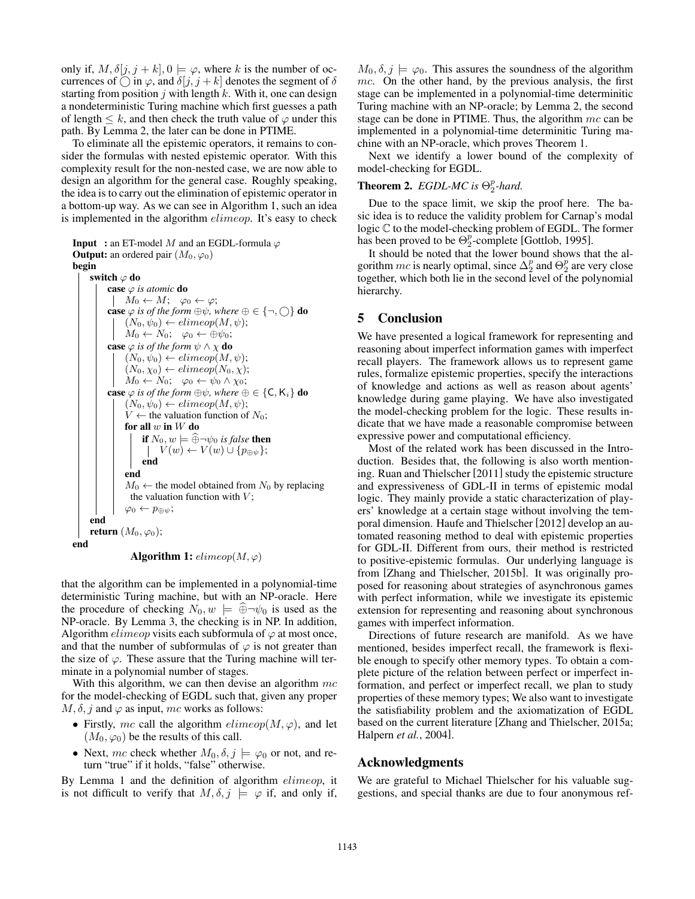only if, $M, \delta[j, j+k], 0 \models \varphi$, where $k$ is the number of occurrences of $\bigcirc$ in $\varphi$, and $\delta[j, j+k]$ denotes the segment of $\delta$ starting from position $j$ with length $k$. With it, one can design a nondeterministic Turing machine which first guesses a path of length $\leq k$, and then check the truth value of $\varphi$ under this path. By Lemma 2, the later can be done in PTIME.

To eliminate all the epistemic operators, it remains to consider the formulas with nested epistemic operator. With this complexity result for the non-nested case, we are now able to design an algorithm for the general case. Roughly speaking, the idea is to carry out the elimination of epistemic operator in a bottom-up way. As we can see in Algorithm 1, such an idea is implemented in the algorithm *elimeop*. It's easy to check

```
Input  : an ET-model M and an EGDL-formula φ
Output: an ordered pair (M_0, φ_0)
begin
    switch φ do
        case φ is atomic do
            M_0 ← M;   φ_0 ← φ;
        case φ is of the form ⊕ψ, where ⊕ ∈ {¬, ◯} do
            (N_0, ψ_0) ← elimeop(M, ψ);
            M_0 ← N_0;   φ_0 ← ⊕ψ_0;
        case φ is of the form ψ ∧ χ do
            (N_0, ψ_0) ← elimeop(M, ψ);
            (N_0, χ_0) ← elimeop(N_0, χ);
            M_0 ← N_0;   φ_0 ← ψ_0 ∧ χ_0;
        case φ is of the form ⊕ψ, where ⊕ ∈ {C, K_i} do
            (N_0, ψ_0) ← elimeop(M, ψ);
            V ← the valuation function of N_0;
            for all w in W do
                if N_0, w ⊨ ⊕̂¬ψ_0 is false then
                    V(w) ← V(w) ∪ {p_⊕ψ};
                end
            end
            M_0 ← the model obtained from N_0 by replacing
              the valuation function with V;
            φ_0 ← p_⊕ψ;
    end
    return (M_0, φ_0);
end
```

**Algorithm 1:** $elimeop(M, \varphi)$

that the algorithm can be implemented in a polynomial-time deterministic Turing machine, but with an NP-oracle. Here the procedure of checking $N_0, w \models \widehat{\oplus}\neg\psi_0$ is used as the NP-oracle. By Lemma 3, the checking is in NP. In addition, Algorithm *elimeop* visits each subformula of $\varphi$ at most once, and that the number of subformulas of $\varphi$ is not greater than the size of $\varphi$. These assure that the Turing machine will terminate in a polynomial number of stages.

With this algorithm, we can then devise an algorithm $mc$ for the model-checking of EGDL such that, given any proper $M, \delta, j$ and $\varphi$ as input, $mc$ works as follows:

- Firstly, $mc$ call the algorithm $elimeop(M, \varphi)$, and let $(M_0, \varphi_0)$ be the results of this call.
- Next, $mc$ check whether $M_0, \delta, j \models \varphi_0$ or not, and return "true" if it holds, "false" otherwise.

By Lemma 1 and the definition of algorithm *elimeop*, it is not difficult to verify that $M, \delta, j \models \varphi$ if, and only if, $M_0, \delta, j \models \varphi_0$. This assures the soundness of the algorithm $mc$. On the other hand, by the previous analysis, the first stage can be implemented in a polynomial-time determinitic Turing machine with an NP-oracle; by Lemma 2, the second stage can be done in PTIME. Thus, the algorithm $mc$ can be implemented in a polynomial-time determinitic Turing machine with an NP-oracle, which proves Theorem 1.

Next we identify a lower bound of the complexity of model-checking for EGDL.

**Theorem 2.** *EGDL-MC is $\Theta_2^p$-hard.*

Due to the space limit, we skip the proof here. The basic idea is to reduce the validity problem for Carnap's modal logic $\mathbb{C}$ to the model-checking problem of EGDL. The former has been proved to be $\Theta_2^p$-complete [Gottlob, 1995].

It should be noted that the lower bound shows that the algorithm $mc$ is nearly optimal, since $\Delta_2^p$ and $\Theta_2^p$ are very close together, which both lie in the second level of the polynomial hierarchy.

## 5 Conclusion

We have presented a logical framework for representing and reasoning about imperfect information games with imperfect recall players. The framework allows us to represent game rules, formalize epistemic properties, specify the interactions of knowledge and actions as well as reason about agents' knowledge during game playing. We have also investigated the model-checking problem for the logic. These results indicate that we have made a reasonable compromise between expressive power and computational efficiency.

Most of the related work has been discussed in the Introduction. Besides that, the following is also worth mentioning. Ruan and Thielscher [2011] study the epistemic structure and expressiveness of GDL-II in terms of epistemic modal logic. They mainly provide a static characterization of players' knowledge at a certain stage without involving the temporal dimension. Haufe and Thielscher [2012] develop an automated reasoning method to deal with epistemic properties for GDL-II. Different from ours, their method is restricted to positive-epistemic formulas. Our underlying language is from [Zhang and Thielscher, 2015b]. It was originally proposed for reasoning about strategies of asynchronous games with perfect information, while we investigate its epistemic extension for representing and reasoning about synchronous games with imperfect information.

Directions of future research are manifold. As we have mentioned, besides imperfect recall, the framework is flexible enough to specify other memory types. To obtain a complete picture of the relation between perfect or imperfect information, and perfect or imperfect recall, we plan to study properties of these memory types; We also want to investigate the satisfiability problem and the axiomatization of EGDL based on the current literature [Zhang and Thielscher, 2015a; Halpern *et al.*, 2004].

## Acknowledgments

We are grateful to Michael Thielscher for his valuable suggestions, and special thanks are due to four anonymous ref-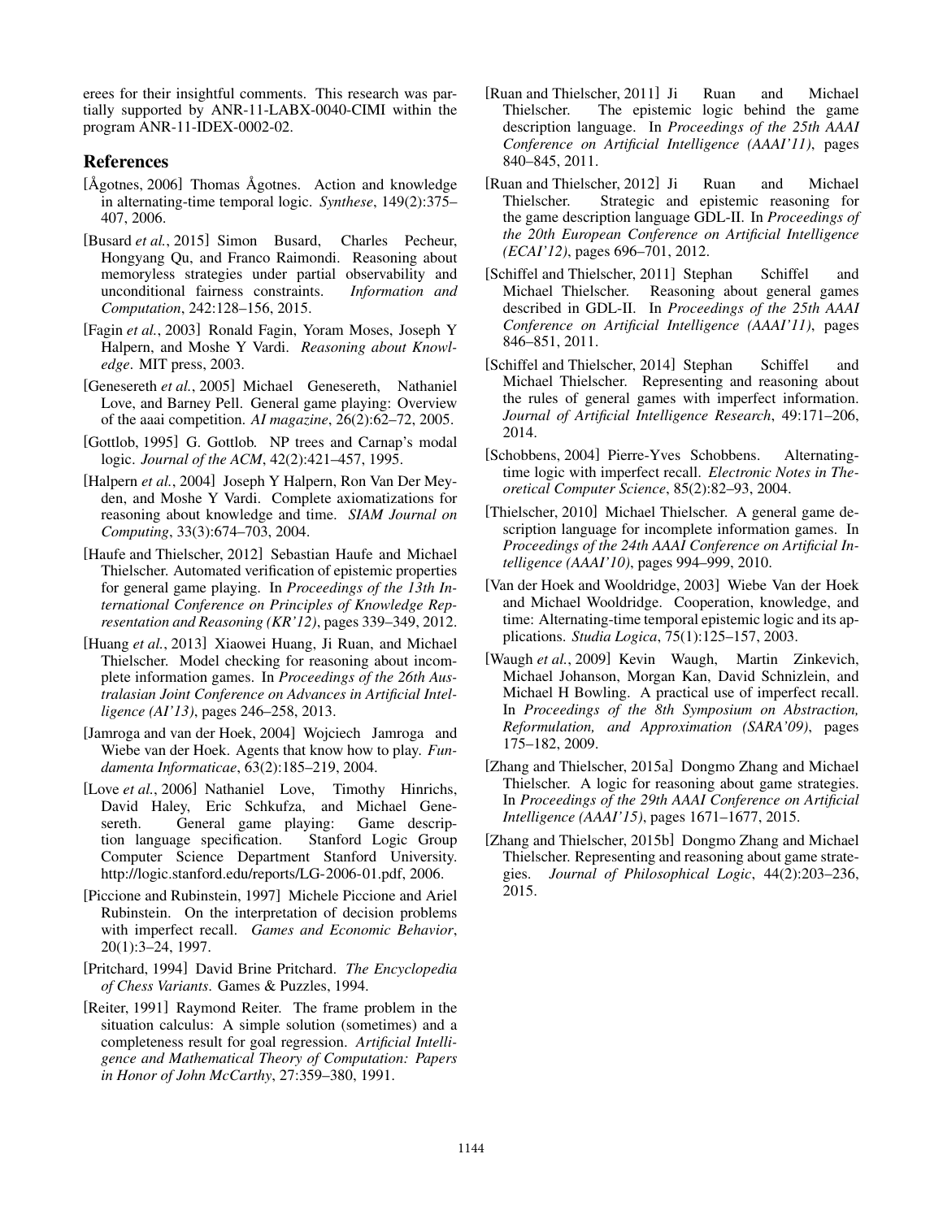erees for their insightful comments. This research was partially supported by ANR-11-LABX-0040-CIMI within the program ANR-11-IDEX-0002-02.

## References

[Ågotnes, 2006] Thomas Ågotnes. Action and knowledge in alternating-time temporal logic. *Synthese*, 149(2):375–407, 2006.

[Busard *et al.*, 2015] Simon Busard, Charles Pecheur, Hongyang Qu, and Franco Raimondi. Reasoning about memoryless strategies under partial observability and unconditional fairness constraints. *Information and Computation*, 242:128–156, 2015.

[Fagin *et al.*, 2003] Ronald Fagin, Yoram Moses, Joseph Y Halpern, and Moshe Y Vardi. *Reasoning about Knowledge*. MIT press, 2003.

[Genesereth *et al.*, 2005] Michael Genesereth, Nathaniel Love, and Barney Pell. General game playing: Overview of the aaai competition. *AI magazine*, 26(2):62–72, 2005.

[Gottlob, 1995] G. Gottlob. NP trees and Carnap's modal logic. *Journal of the ACM*, 42(2):421–457, 1995.

[Halpern *et al.*, 2004] Joseph Y Halpern, Ron Van Der Meyden, and Moshe Y Vardi. Complete axiomatizations for reasoning about knowledge and time. *SIAM Journal on Computing*, 33(3):674–703, 2004.

[Haufe and Thielscher, 2012] Sebastian Haufe and Michael Thielscher. Automated verification of epistemic properties for general game playing. In *Proceedings of the 13th International Conference on Principles of Knowledge Representation and Reasoning (KR'12)*, pages 339–349, 2012.

[Huang *et al.*, 2013] Xiaowei Huang, Ji Ruan, and Michael Thielscher. Model checking for reasoning about incomplete information games. In *Proceedings of the 26th Australasian Joint Conference on Advances in Artificial Intelligence (AI'13)*, pages 246–258, 2013.

[Jamroga and van der Hoek, 2004] Wojciech Jamroga and Wiebe van der Hoek. Agents that know how to play. *Fundamenta Informaticae*, 63(2):185–219, 2004.

[Love *et al.*, 2006] Nathaniel Love, Timothy Hinrichs, David Haley, Eric Schkufza, and Michael Genesereth. General game playing: Game description language specification. Stanford Logic Group Computer Science Department Stanford University. http://logic.stanford.edu/reports/LG-2006-01.pdf, 2006.

[Piccione and Rubinstein, 1997] Michele Piccione and Ariel Rubinstein. On the interpretation of decision problems with imperfect recall. *Games and Economic Behavior*, 20(1):3–24, 1997.

[Pritchard, 1994] David Brine Pritchard. *The Encyclopedia of Chess Variants*. Games & Puzzles, 1994.

[Reiter, 1991] Raymond Reiter. The frame problem in the situation calculus: A simple solution (sometimes) and a completeness result for goal regression. *Artificial Intelligence and Mathematical Theory of Computation: Papers in Honor of John McCarthy*, 27:359–380, 1991.

[Ruan and Thielscher, 2011] Ji Ruan and Michael Thielscher. The epistemic logic behind the game description language. In *Proceedings of the 25th AAAI Conference on Artificial Intelligence (AAAI'11)*, pages 840–845, 2011.

[Ruan and Thielscher, 2012] Ji Ruan and Michael Thielscher. Strategic and epistemic reasoning for the game description language GDL-II. In *Proceedings of the 20th European Conference on Artificial Intelligence (ECAI'12)*, pages 696–701, 2012.

[Schiffel and Thielscher, 2011] Stephan Schiffel and Michael Thielscher. Reasoning about general games described in GDL-II. In *Proceedings of the 25th AAAI Conference on Artificial Intelligence (AAAI'11)*, pages 846–851, 2011.

[Schiffel and Thielscher, 2014] Stephan Schiffel and Michael Thielscher. Representing and reasoning about the rules of general games with imperfect information. *Journal of Artificial Intelligence Research*, 49:171–206, 2014.

[Schobbens, 2004] Pierre-Yves Schobbens. Alternating-time logic with imperfect recall. *Electronic Notes in Theoretical Computer Science*, 85(2):82–93, 2004.

[Thielscher, 2010] Michael Thielscher. A general game description language for incomplete information games. In *Proceedings of the 24th AAAI Conference on Artificial Intelligence (AAAI'10)*, pages 994–999, 2010.

[Van der Hoek and Wooldridge, 2003] Wiebe Van der Hoek and Michael Wooldridge. Cooperation, knowledge, and time: Alternating-time temporal epistemic logic and its applications. *Studia Logica*, 75(1):125–157, 2003.

[Waugh *et al.*, 2009] Kevin Waugh, Martin Zinkevich, Michael Johanson, Morgan Kan, David Schnizlein, and Michael H Bowling. A practical use of imperfect recall. In *Proceedings of the 8th Symposium on Abstraction, Reformulation, and Approximation (SARA'09)*, pages 175–182, 2009.

[Zhang and Thielscher, 2015a] Dongmo Zhang and Michael Thielscher. A logic for reasoning about game strategies. In *Proceedings of the 29th AAAI Conference on Artificial Intelligence (AAAI'15)*, pages 1671–1677, 2015.

[Zhang and Thielscher, 2015b] Dongmo Zhang and Michael Thielscher. Representing and reasoning about game strategies. *Journal of Philosophical Logic*, 44(2):203–236, 2015.